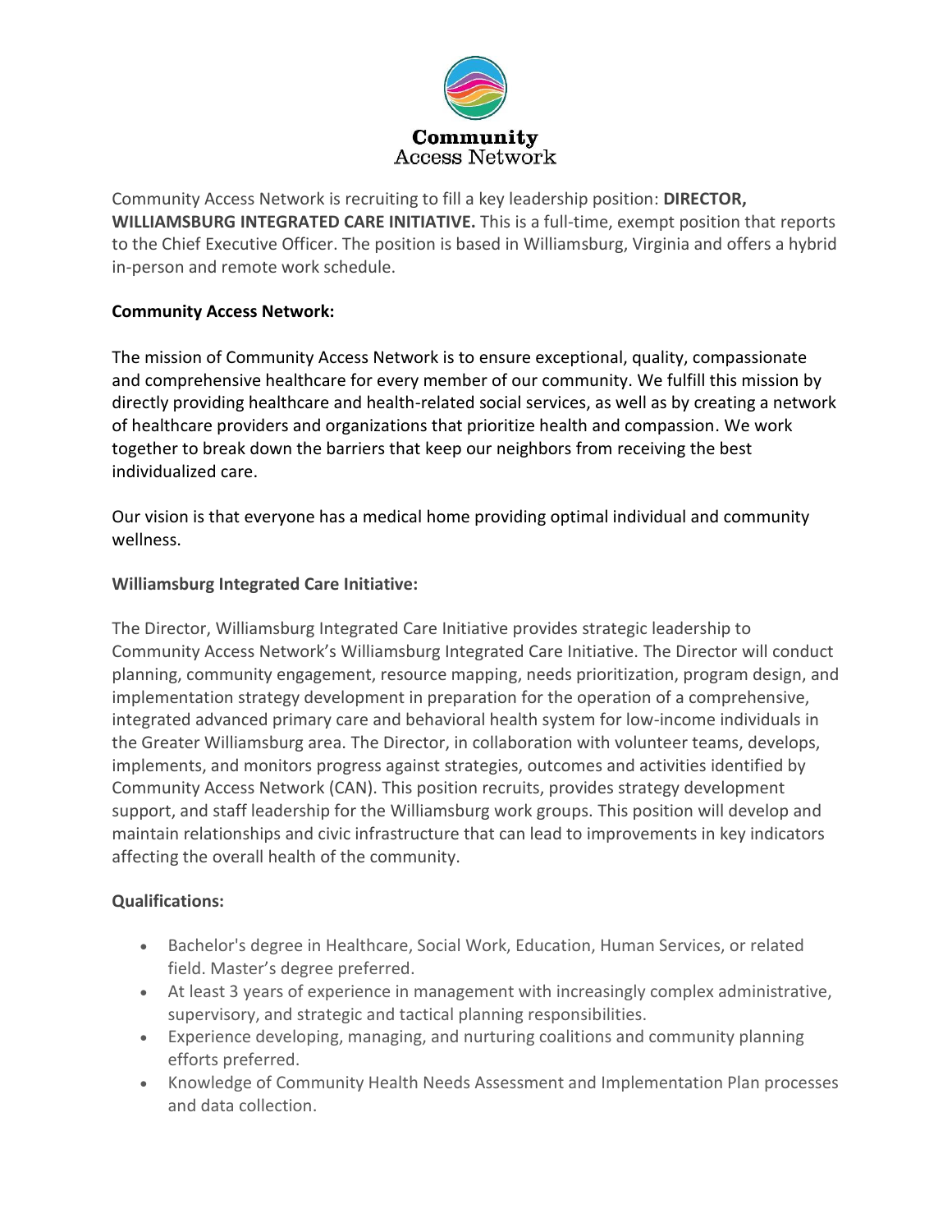Community Access Network is recruiting to fill a key leadership position: **DIRECTOR, WILLIAMSBURG INTEGRATED CARE INITIATIVE.** This is a full-time, exempt position that reports to the Chief Executive Officer. The position is based in Williamsburg, Virginia and offers a hybrid in-person and remote work schedule.

**Community Access Network:**

The mission of Community Access Network is to ensure exceptional, quality, compassionate and comprehensive healthcare for every member of our community. We fulfill this mission by directly providing healthcare and health-related social services, as well as by creating a network of healthcare providers and organizations that prioritize health and compassion. We work together to break down the barriers that keep our neighbors from receiving the best individualized care.

Our vision is that everyone has a medical home providing optimal individual and community wellness.

**Williamsburg Integrated Care Initiative:**

The Director, Williamsburg Integrated Care Initiative provides strategic leadership to Community Access Network's Williamsburg Integrated Care Initiative. The Director will conduct planning, community engagement, resource mapping, needs prioritization, program design, and implementation strategy development in preparation for the operation of a comprehensive, integrated advanced primary care and behavioral health system for low-income individuals in the Greater Williamsburg area. The Director, in collaboration with volunteer teams, develops, implements, and monitors progress against strategies, outcomes and activities identified by Community Access Network (CAN). This position recruits, provides strategy development support, and staff leadership for the Williamsburg work groups. This position will develop and maintain relationships and civic infrastructure that can lead to improvements in key indicators affecting the overall health of the community.

**Qualifications:**

- Bachelor's degree in Healthcare, Social Work, Education, Human Services, or related field. Master's degree preferred.
- At least 3 years of experience in management with increasingly complex administrative, supervisory, and strategic and tactical planning responsibilities.
- Experience developing, managing, and nurturing coalitions and community planning efforts preferred.
- Knowledge of Community Health Needs Assessment and Implementation Plan processes and data collection.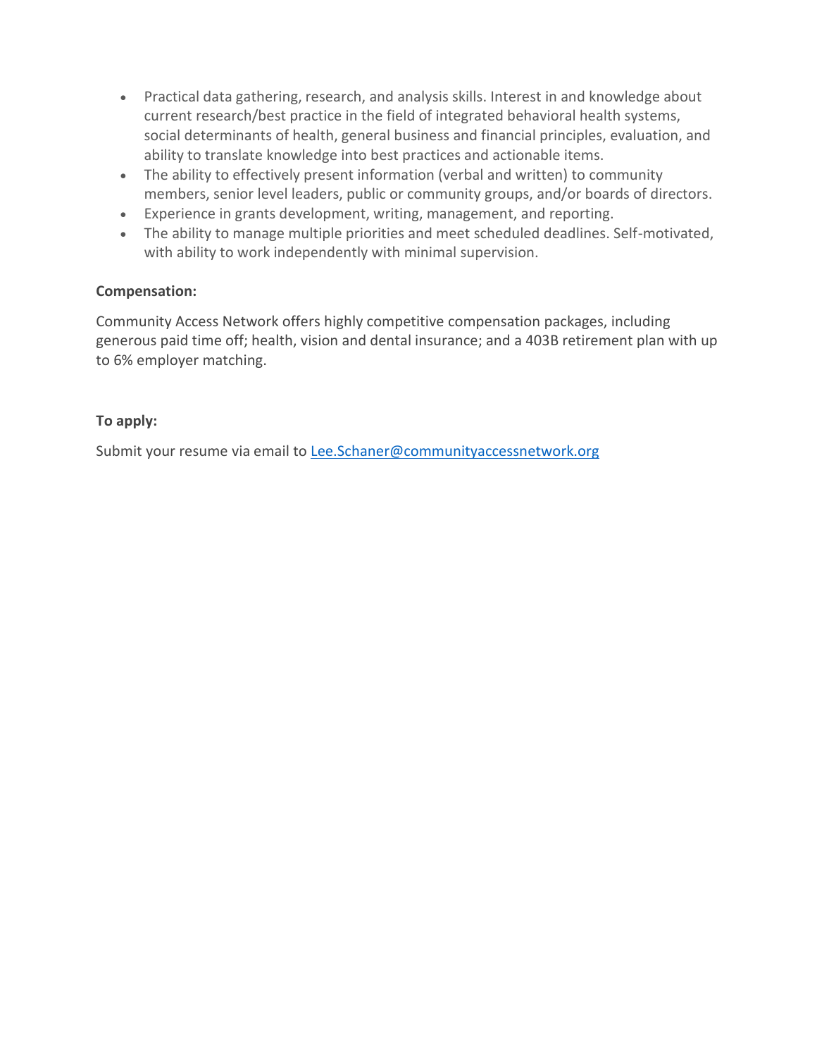- Practical data gathering, research, and analysis skills. Interest in and knowledge about current research/best practice in the field of integrated behavioral health systems, social determinants of health, general business and financial principles, evaluation, and ability to translate knowledge into best practices and actionable items.
- The ability to effectively present information (verbal and written) to community members, senior level leaders, public or community groups, and/or boards of directors.
- Experience in grants development, writing, management, and reporting.
- The ability to manage multiple priorities and meet scheduled deadlines. Self-motivated, with ability to work independently with minimal supervision.

**Compensation:**

Community Access Network offers highly competitive compensation packages, including generous paid time off; health, vision and dental insurance; and a 403B retirement plan with up to 6% employer matching.

**To apply:**

Submit your resume via email to Lee.Schaner@communityaccessnetwork.org